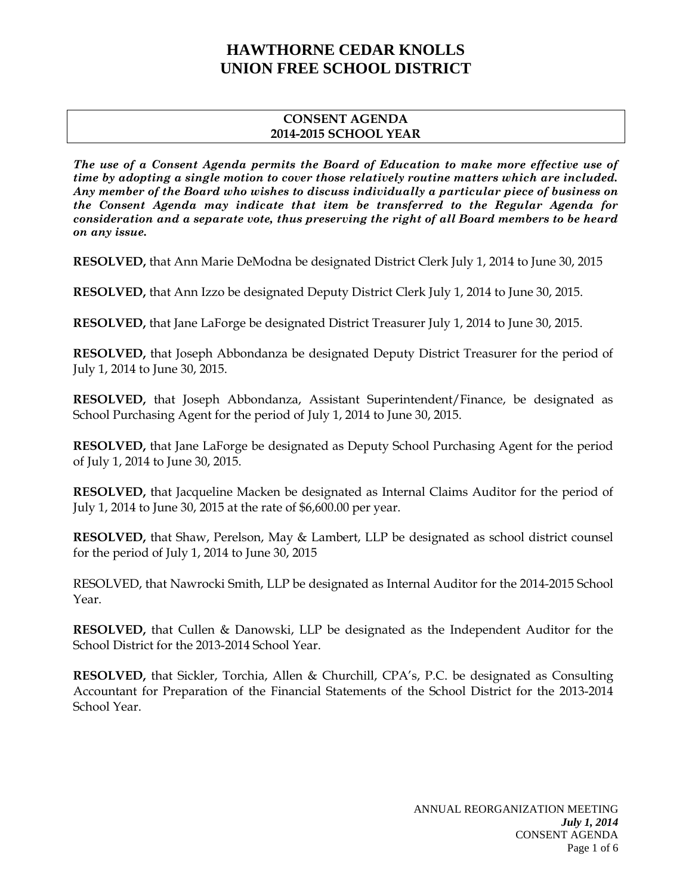# HAWTHORNE CEDAR KNOLLS
# UNION FREE SCHOOL DISTRICT

## CONSENT AGENDA
## 2014-2015 SCHOOL YEAR

***The use of a Consent Agenda permits the Board of Education to make more effective use of time by adopting a single motion to cover those relatively routine matters which are included. Any member of the Board who wishes to discuss individually a particular piece of business on the Consent Agenda may indicate that item be transferred to the Regular Agenda for consideration and a separate vote, thus preserving the right of all Board members to be heard on any issue.***

**RESOLVED,** that Ann Marie DeModna be designated District Clerk July 1, 2014 to June 30, 2015

**RESOLVED,** that Ann Izzo be designated Deputy District Clerk July 1, 2014 to June 30, 2015.

**RESOLVED,** that Jane LaForge be designated District Treasurer July 1, 2014 to June 30, 2015.

**RESOLVED,** that Joseph Abbondanza be designated Deputy District Treasurer for the period of July 1, 2014 to June 30, 2015.

**RESOLVED,** that Joseph Abbondanza, Assistant Superintendent/Finance, be designated as School Purchasing Agent for the period of July 1, 2014 to June 30, 2015.

**RESOLVED,** that Jane LaForge be designated as Deputy School Purchasing Agent for the period of July 1, 2014 to June 30, 2015.

**RESOLVED,** that Jacqueline Macken be designated as Internal Claims Auditor for the period of July 1, 2014 to June 30, 2015 at the rate of $6,600.00 per year.

**RESOLVED,** that Shaw, Perelson, May & Lambert, LLP be designated as school district counsel for the period of July 1, 2014 to June 30, 2015

RESOLVED, that Nawrocki Smith, LLP be designated as Internal Auditor for the 2014-2015 School Year.

**RESOLVED,** that Cullen & Danowski, LLP be designated as the Independent Auditor for the School District for the 2013-2014 School Year.

**RESOLVED,** that Sickler, Torchia, Allen & Churchill, CPA's, P.C. be designated as Consulting Accountant for Preparation of the Financial Statements of the School District for the 2013-2014 School Year.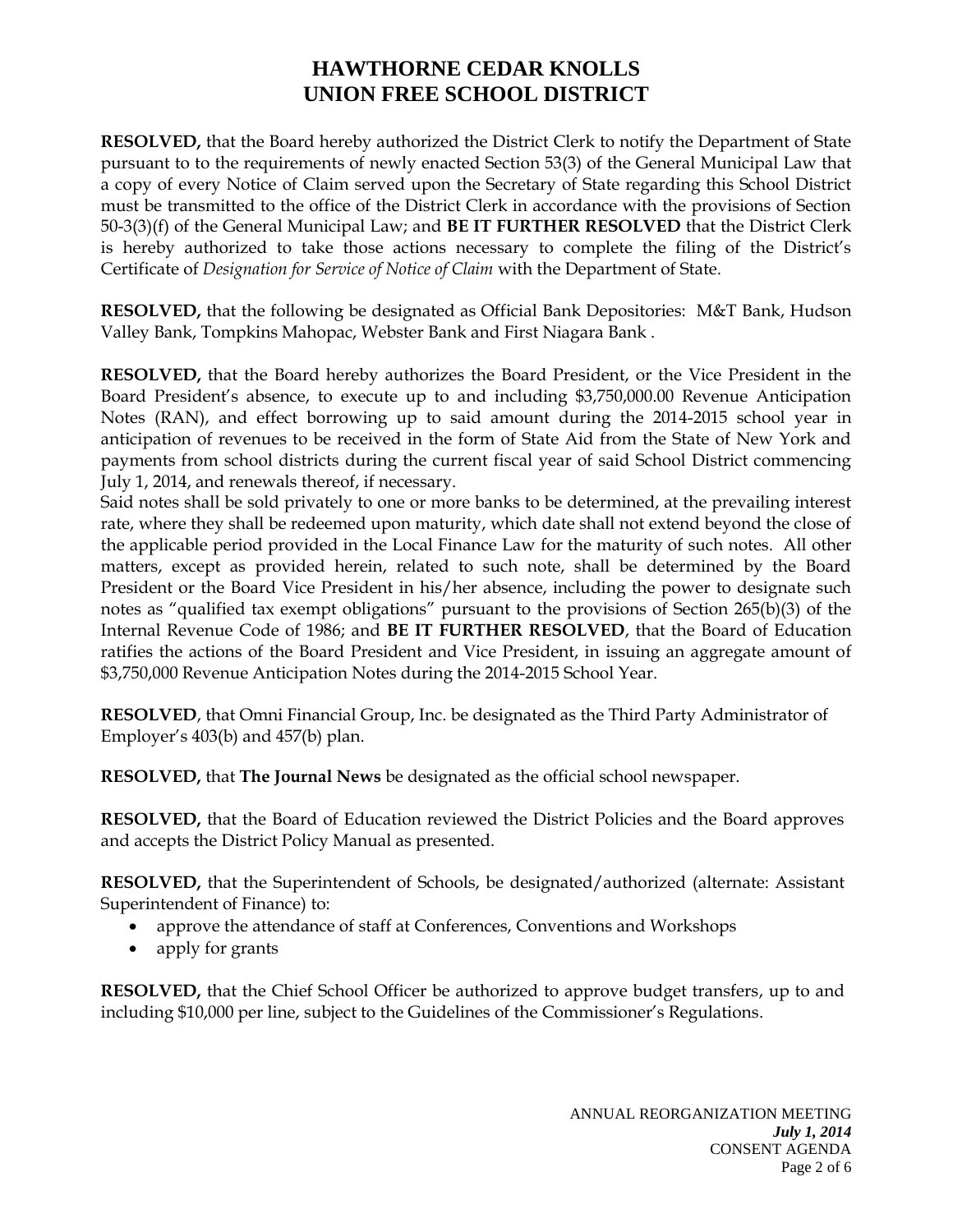# HAWTHORNE CEDAR KNOLLS
# UNION FREE SCHOOL DISTRICT

**RESOLVED,** that the Board hereby authorized the District Clerk to notify the Department of State pursuant to to the requirements of newly enacted Section 53(3) of the General Municipal Law that a copy of every Notice of Claim served upon the Secretary of State regarding this School District must be transmitted to the office of the District Clerk in accordance with the provisions of Section 50-3(3)(f) of the General Municipal Law; and **BE IT FURTHER RESOLVED** that the District Clerk is hereby authorized to take those actions necessary to complete the filing of the District's Certificate of *Designation for Service of Notice of Claim* with the Department of State.

**RESOLVED,** that the following be designated as Official Bank Depositories: M&T Bank, Hudson Valley Bank, Tompkins Mahopac, Webster Bank and First Niagara Bank .

**RESOLVED,** that the Board hereby authorizes the Board President, or the Vice President in the Board President's absence, to execute up to and including $3,750,000.00 Revenue Anticipation Notes (RAN), and effect borrowing up to said amount during the 2014-2015 school year in anticipation of revenues to be received in the form of State Aid from the State of New York and payments from school districts during the current fiscal year of said School District commencing July 1, 2014, and renewals thereof, if necessary.
Said notes shall be sold privately to one or more banks to be determined, at the prevailing interest rate, where they shall be redeemed upon maturity, which date shall not extend beyond the close of the applicable period provided in the Local Finance Law for the maturity of such notes. All other matters, except as provided herein, related to such note, shall be determined by the Board President or the Board Vice President in his/her absence, including the power to designate such notes as "qualified tax exempt obligations" pursuant to the provisions of Section 265(b)(3) of the Internal Revenue Code of 1986; and **BE IT FURTHER RESOLVED**, that the Board of Education ratifies the actions of the Board President and Vice President, in issuing an aggregate amount of $3,750,000 Revenue Anticipation Notes during the 2014-2015 School Year.

**RESOLVED**, that Omni Financial Group, Inc. be designated as the Third Party Administrator of Employer's 403(b) and 457(b) plan.

**RESOLVED,** that **The Journal News** be designated as the official school newspaper.

**RESOLVED,** that the Board of Education reviewed the District Policies and the Board approves and accepts the District Policy Manual as presented.

**RESOLVED,** that the Superintendent of Schools, be designated/authorized (alternate: Assistant Superintendent of Finance) to:

- approve the attendance of staff at Conferences, Conventions and Workshops
- apply for grants

**RESOLVED,** that the Chief School Officer be authorized to approve budget transfers, up to and including $10,000 per line, subject to the Guidelines of the Commissioner's Regulations.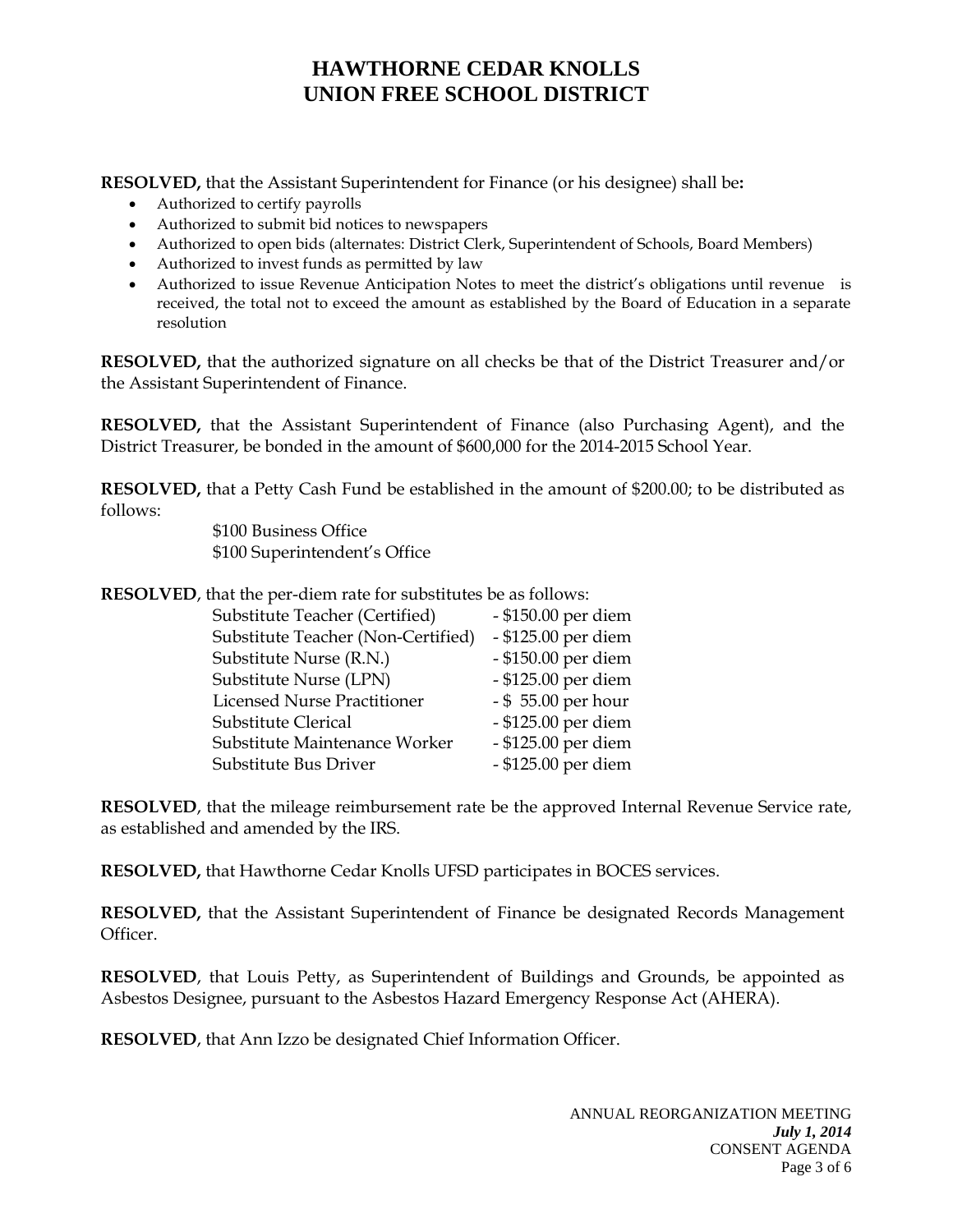# HAWTHORNE CEDAR KNOLLS
# UNION FREE SCHOOL DISTRICT

**RESOLVED,** that the Assistant Superintendent for Finance (or his designee) shall be**:**

- Authorized to certify payrolls
- Authorized to submit bid notices to newspapers
- Authorized to open bids (alternates: District Clerk, Superintendent of Schools, Board Members)
- Authorized to invest funds as permitted by law
- Authorized to issue Revenue Anticipation Notes to meet the district's obligations until revenue is received, the total not to exceed the amount as established by the Board of Education in a separate resolution

**RESOLVED,** that the authorized signature on all checks be that of the District Treasurer and/or the Assistant Superintendent of Finance.

**RESOLVED,** that the Assistant Superintendent of Finance (also Purchasing Agent), and the District Treasurer, be bonded in the amount of $600,000 for the 2014-2015 School Year.

**RESOLVED,** that a Petty Cash Fund be established in the amount of $200.00; to be distributed as follows:

$100 Business Office
$100 Superintendent's Office

**RESOLVED**, that the per-diem rate for substitutes be as follows:

| | |
|---|---|
| Substitute Teacher (Certified) | - $150.00 per diem |
| Substitute Teacher (Non-Certified) | - $125.00 per diem |
| Substitute Nurse (R.N.) | - $150.00 per diem |
| Substitute Nurse (LPN) | - $125.00 per diem |
| Licensed Nurse Practitioner | - $ 55.00 per hour |
| Substitute Clerical | - $125.00 per diem |
| Substitute Maintenance Worker | - $125.00 per diem |
| Substitute Bus Driver | - $125.00 per diem |

**RESOLVED**, that the mileage reimbursement rate be the approved Internal Revenue Service rate, as established and amended by the IRS.

**RESOLVED,** that Hawthorne Cedar Knolls UFSD participates in BOCES services.

**RESOLVED,** that the Assistant Superintendent of Finance be designated Records Management Officer.

**RESOLVED**, that Louis Petty, as Superintendent of Buildings and Grounds, be appointed as Asbestos Designee, pursuant to the Asbestos Hazard Emergency Response Act (AHERA).

**RESOLVED**, that Ann Izzo be designated Chief Information Officer.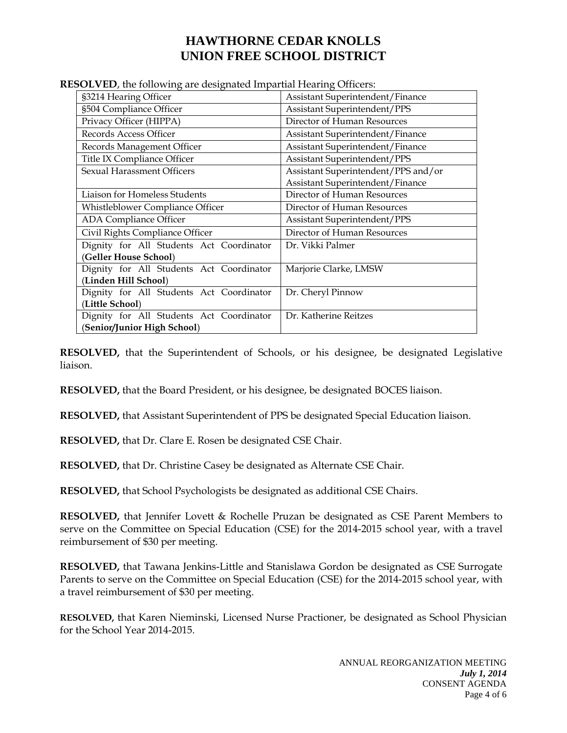# HAWTHORNE CEDAR KNOLLS UNION FREE SCHOOL DISTRICT

**RESOLVED**, the following are designated Impartial Hearing Officers:

| | |
|---|---|
| §3214 Hearing Officer | Assistant Superintendent/Finance |
| §504 Compliance Officer | Assistant Superintendent/PPS |
| Privacy Officer (HIPPA) | Director of Human Resources |
| Records Access Officer | Assistant Superintendent/Finance |
| Records Management Officer | Assistant Superintendent/Finance |
| Title IX Compliance Officer | Assistant Superintendent/PPS |
| Sexual Harassment Officers | Assistant Superintendent/PPS and/or Assistant Superintendent/Finance |
| Liaison for Homeless Students | Director of Human Resources |
| Whistleblower Compliance Officer | Director of Human Resources |
| ADA Compliance Officer | Assistant Superintendent/PPS |
| Civil Rights Compliance Officer | Director of Human Resources |
| Dignity for All Students Act Coordinator (**Geller House School**) | Dr. Vikki Palmer |
| Dignity for All Students Act Coordinator (**Linden Hill School**) | Marjorie Clarke, LMSW |
| Dignity for All Students Act Coordinator (**Little School**) | Dr. Cheryl Pinnow |
| Dignity for All Students Act Coordinator (**Senior/Junior High School**) | Dr. Katherine Reitzes |

**RESOLVED,** that the Superintendent of Schools, or his designee, be designated Legislative liaison.

**RESOLVED,** that the Board President, or his designee, be designated BOCES liaison.

**RESOLVED,** that Assistant Superintendent of PPS be designated Special Education liaison.

**RESOLVED,** that Dr. Clare E. Rosen be designated CSE Chair.

**RESOLVED,** that Dr. Christine Casey be designated as Alternate CSE Chair.

**RESOLVED,** that School Psychologists be designated as additional CSE Chairs.

**RESOLVED,** that Jennifer Lovett & Rochelle Pruzan be designated as CSE Parent Members to serve on the Committee on Special Education (CSE) for the 2014-2015 school year, with a travel reimbursement of $30 per meeting.

**RESOLVED,** that Tawana Jenkins-Little and Stanislawa Gordon be designated as CSE Surrogate Parents to serve on the Committee on Special Education (CSE) for the 2014-2015 school year, with a travel reimbursement of $30 per meeting.

**RESOLVED**, that Karen Nieminski, Licensed Nurse Practioner, be designated as School Physician for the School Year 2014-2015.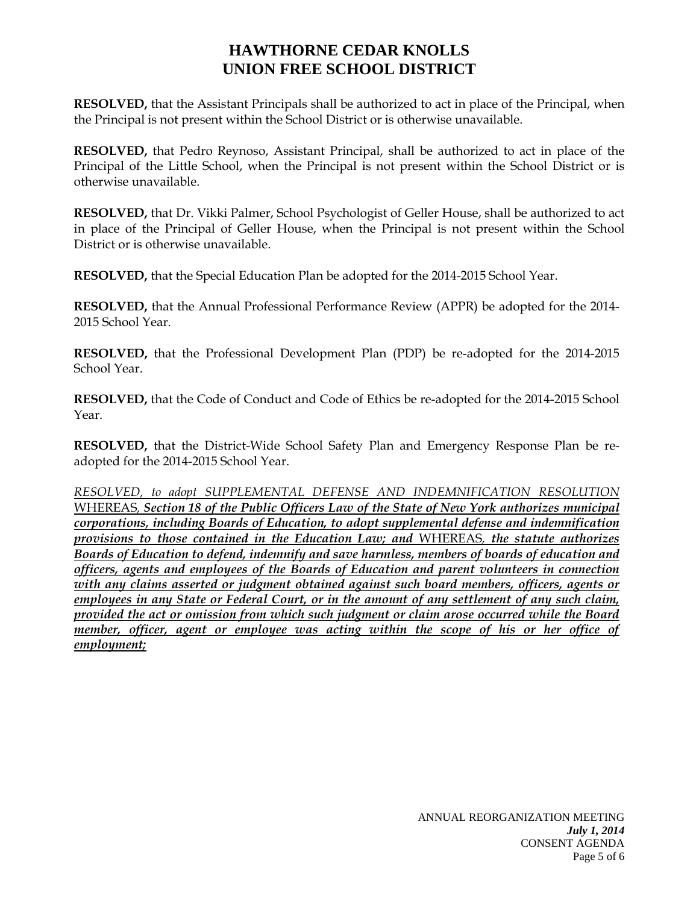# HAWTHORNE CEDAR KNOLLS UNION FREE SCHOOL DISTRICT

**RESOLVED,** that the Assistant Principals shall be authorized to act in place of the Principal, when the Principal is not present within the School District or is otherwise unavailable.

**RESOLVED,** that Pedro Reynoso, Assistant Principal, shall be authorized to act in place of the Principal of the Little School, when the Principal is not present within the School District or is otherwise unavailable.

**RESOLVED,** that Dr. Vikki Palmer, School Psychologist of Geller House, shall be authorized to act in place of the Principal of Geller House, when the Principal is not present within the School District or is otherwise unavailable.

**RESOLVED,** that the Special Education Plan be adopted for the 2014-2015 School Year.

**RESOLVED,** that the Annual Professional Performance Review (APPR) be adopted for the 2014-2015 School Year.

**RESOLVED,** that the Professional Development Plan (PDP) be re-adopted for the 2014-2015 School Year.

**RESOLVED,** that the Code of Conduct and Code of Ethics be re-adopted for the 2014-2015 School Year.

**RESOLVED,** that the District-Wide School Safety Plan and Emergency Response Plan be re-adopted for the 2014-2015 School Year.

*RESOLVED, to adopt SUPPLEMENTAL DEFENSE AND INDEMNIFICATION RESOLUTION* WHEREAS, ***Section 18 of the Public Officers Law of the State of New York authorizes municipal corporations, including Boards of Education, to adopt supplemental defense and indemnification provisions to those contained in the Education Law; and*** WHEREAS, ***the statute authorizes Boards of Education to defend, indemnify and save harmless, members of boards of education and officers, agents and employees of the Boards of Education and parent volunteers in connection with any claims asserted or judgment obtained against such board members, officers, agents or employees in any State or Federal Court, or in the amount of any settlement of any such claim, provided the act or omission from which such judgment or claim arose occurred while the Board member, officer, agent or employee was acting within the scope of his or her office of employment;***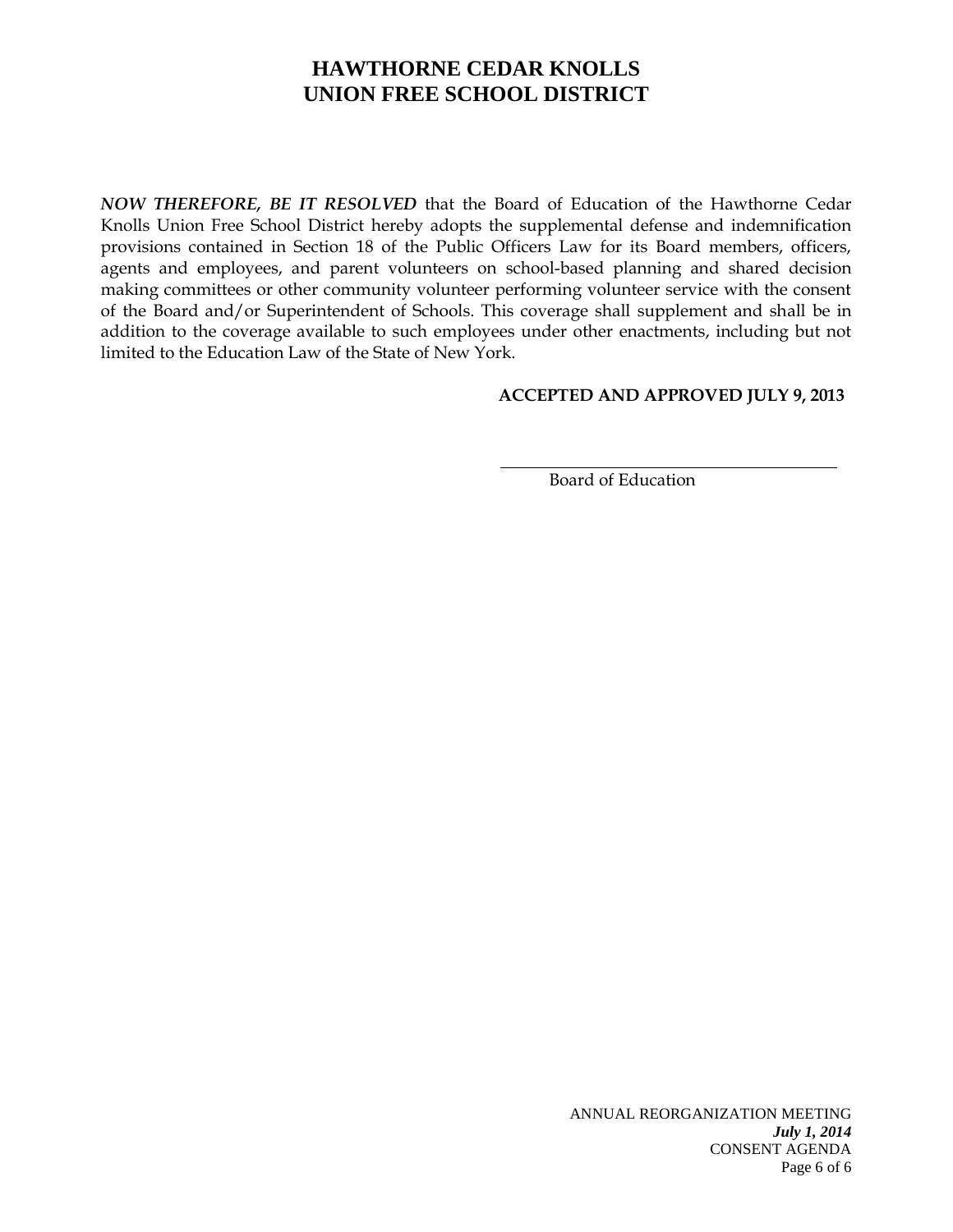# HAWTHORNE CEDAR KNOLLS
# UNION FREE SCHOOL DISTRICT

***NOW THEREFORE, BE IT RESOLVED*** that the Board of Education of the Hawthorne Cedar Knolls Union Free School District hereby adopts the supplemental defense and indemnification provisions contained in Section 18 of the Public Officers Law for its Board members, officers, agents and employees, and parent volunteers on school-based planning and shared decision making committees or other community volunteer performing volunteer service with the consent of the Board and/or Superintendent of Schools. This coverage shall supplement and shall be in addition to the coverage available to such employees under other enactments, including but not limited to the Education Law of the State of New York.

**ACCEPTED AND APPROVED JULY 9, 2013**

\_\_\_\_\_\_\_\_\_\_\_\_\_\_\_\_\_\_\_\_\_\_\_\_\_\_\_\_\_\_\_\_\_\_\_\_\_\_

Board of Education

ANNUAL REORGANIZATION MEETING
***July 1, 2014***
CONSENT AGENDA